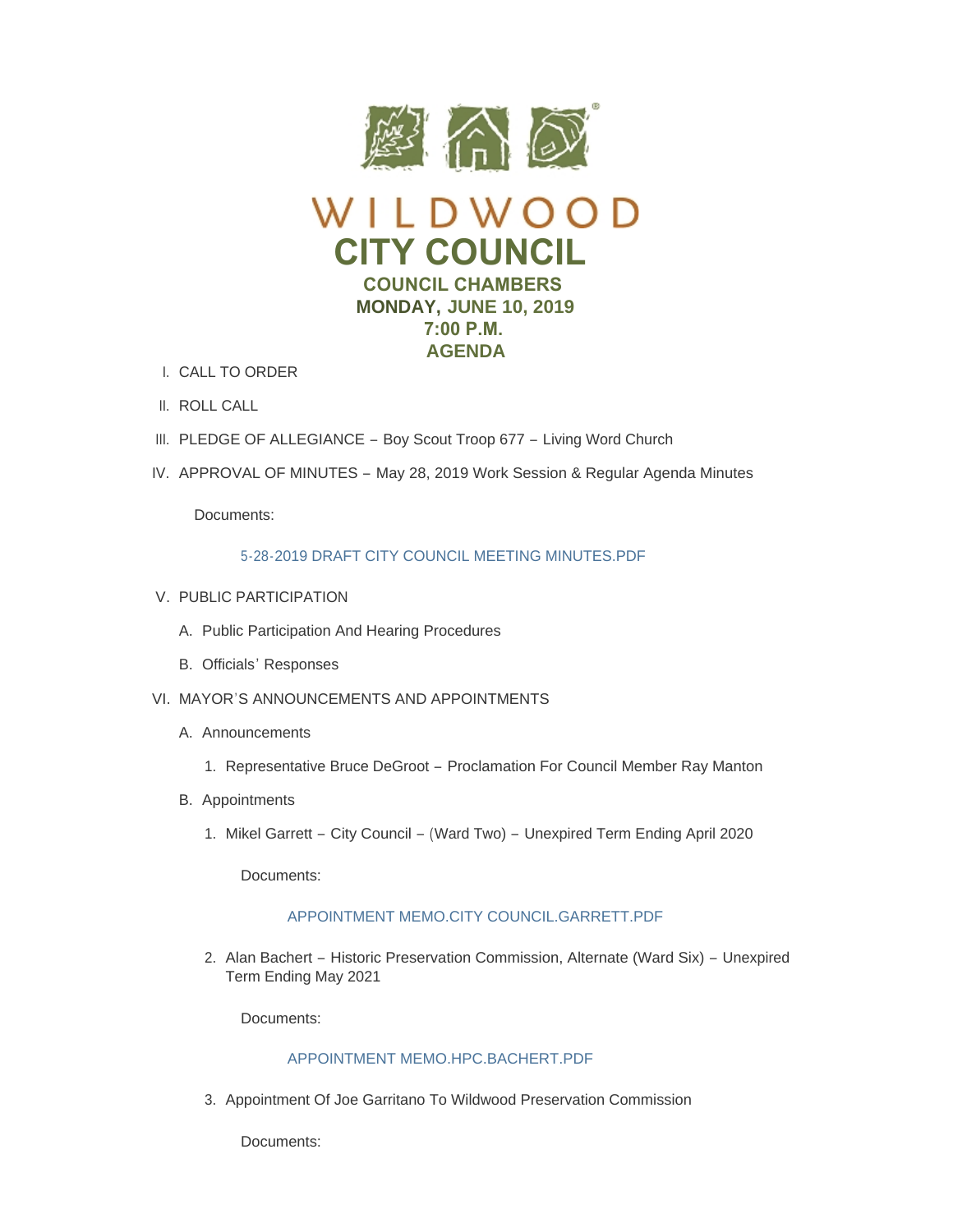# WILDWOOD

## CITY COUNCIL

### COUNCIL CHAMBERS
### MONDAY, JUNE 10, 2019
### 7:00 P.M.
### AGENDA

I. CALL TO ORDER

II. ROLL CALL

III. PLEDGE OF ALLEGIANCE – Boy Scout Troop 677 – Living Word Church

IV. APPROVAL OF MINUTES – May 28, 2019 Work Session & Regular Agenda Minutes

Documents:

5-28-2019 DRAFT CITY COUNCIL MEETING MINUTES.PDF

V. PUBLIC PARTICIPATION

A. Public Participation And Hearing Procedures

B. Officials' Responses

VI. MAYOR'S ANNOUNCEMENTS AND APPOINTMENTS

A. Announcements

1. Representative Bruce DeGroot – Proclamation For Council Member Ray Manton

B. Appointments

1. Mikel Garrett – City Council – (Ward Two) – Unexpired Term Ending April 2020

Documents:

APPOINTMENT MEMO.CITY COUNCIL.GARRETT.PDF

2. Alan Bachert – Historic Preservation Commission, Alternate (Ward Six) – Unexpired Term Ending May 2021

Documents:

APPOINTMENT MEMO.HPC.BACHERT.PDF

3. Appointment Of Joe Garritano To Wildwood Preservation Commission

Documents: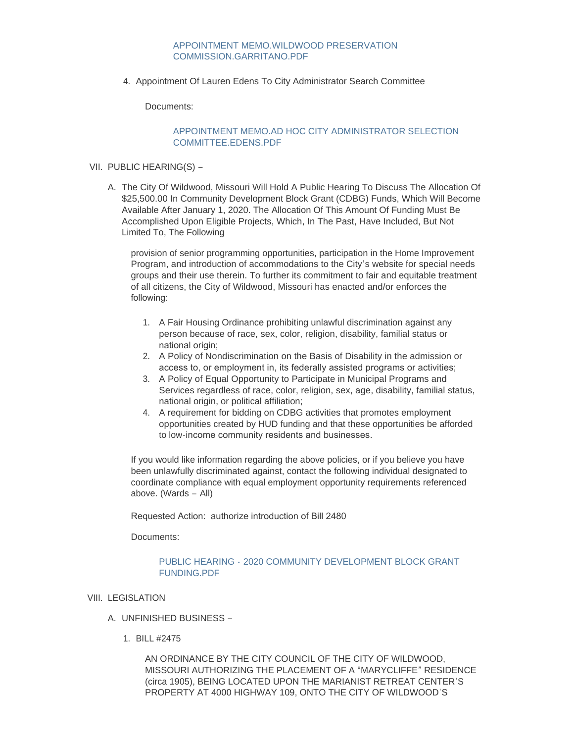APPOINTMENT MEMO.WILDWOOD PRESERVATION COMMISSION.GARRITANO.PDF

4. Appointment Of Lauren Edens To City Administrator Search Committee

   Documents:

   APPOINTMENT MEMO.AD HOC CITY ADMINISTRATOR SELECTION COMMITTEE.EDENS.PDF

VII. PUBLIC HEARING(S) –

A. The City Of Wildwood, Missouri Will Hold A Public Hearing To Discuss The Allocation Of $25,500.00 In Community Development Block Grant (CDBG) Funds, Which Will Become Available After January 1, 2020. The Allocation Of This Amount Of Funding Must Be Accomplished Upon Eligible Projects, Which, In The Past, Have Included, But Not Limited To, The Following

   provision of senior programming opportunities, participation in the Home Improvement Program, and introduction of accommodations to the City's website for special needs groups and their use therein. To further its commitment to fair and equitable treatment of all citizens, the City of Wildwood, Missouri has enacted and/or enforces the following:

   1. A Fair Housing Ordinance prohibiting unlawful discrimination against any person because of race, sex, color, religion, disability, familial status or national origin;
   2. A Policy of Nondiscrimination on the Basis of Disability in the admission or access to, or employment in, its federally assisted programs or activities;
   3. A Policy of Equal Opportunity to Participate in Municipal Programs and Services regardless of race, color, religion, sex, age, disability, familial status, national origin, or political affiliation;
   4. A requirement for bidding on CDBG activities that promotes employment opportunities created by HUD funding and that these opportunities be afforded to low-income community residents and businesses.

   If you would like information regarding the above policies, or if you believe you have been unlawfully discriminated against, contact the following individual designated to coordinate compliance with equal employment opportunity requirements referenced above. (Wards – All)

   Requested Action: authorize introduction of Bill 2480

   Documents:

   PUBLIC HEARING - 2020 COMMUNITY DEVELOPMENT BLOCK GRANT FUNDING.PDF

VIII. LEGISLATION

A. UNFINISHED BUSINESS –

   1. BILL #2475

      AN ORDINANCE BY THE CITY COUNCIL OF THE CITY OF WILDWOOD, MISSOURI AUTHORIZING THE PLACEMENT OF A "MARYCLIFFE" RESIDENCE (circa 1905), BEING LOCATED UPON THE MARIANIST RETREAT CENTER'S PROPERTY AT 4000 HIGHWAY 109, ONTO THE CITY OF WILDWOOD'S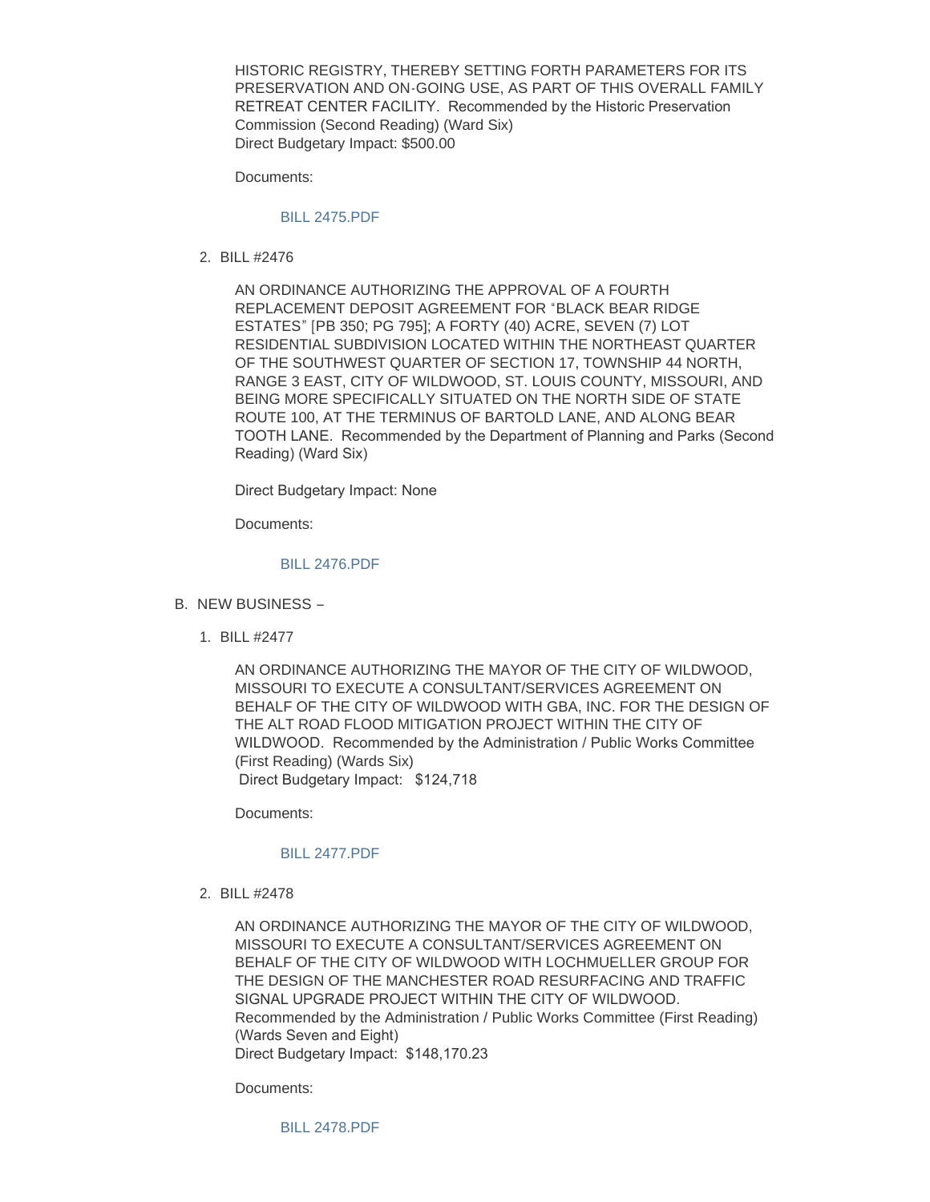HISTORIC REGISTRY, THEREBY SETTING FORTH PARAMETERS FOR ITS PRESERVATION AND ON-GOING USE, AS PART OF THIS OVERALL FAMILY RETREAT CENTER FACILITY.  Recommended by the Historic Preservation Commission (Second Reading) (Ward Six)
Direct Budgetary Impact: $500.00

Documents:

BILL 2475.PDF

2. BILL #2476

AN ORDINANCE AUTHORIZING THE APPROVAL OF A FOURTH REPLACEMENT DEPOSIT AGREEMENT FOR "BLACK BEAR RIDGE ESTATES" [PB 350; PG 795]; A FORTY (40) ACRE, SEVEN (7) LOT RESIDENTIAL SUBDIVISION LOCATED WITHIN THE NORTHEAST QUARTER OF THE SOUTHWEST QUARTER OF SECTION 17, TOWNSHIP 44 NORTH, RANGE 3 EAST, CITY OF WILDWOOD, ST. LOUIS COUNTY, MISSOURI, AND BEING MORE SPECIFICALLY SITUATED ON THE NORTH SIDE OF STATE ROUTE 100, AT THE TERMINUS OF BARTOLD LANE, AND ALONG BEAR TOOTH LANE.  Recommended by the Department of Planning and Parks (Second Reading) (Ward Six)

Direct Budgetary Impact: None

Documents:

BILL 2476.PDF

B. NEW BUSINESS –

1. BILL #2477

AN ORDINANCE AUTHORIZING THE MAYOR OF THE CITY OF WILDWOOD, MISSOURI TO EXECUTE A CONSULTANT/SERVICES AGREEMENT ON BEHALF OF THE CITY OF WILDWOOD WITH GBA, INC. FOR THE DESIGN OF THE ALT ROAD FLOOD MITIGATION PROJECT WITHIN THE CITY OF WILDWOOD.  Recommended by the Administration / Public Works Committee (First Reading) (Wards Six)
Direct Budgetary Impact:   $124,718

Documents:

BILL 2477.PDF

2. BILL #2478

AN ORDINANCE AUTHORIZING THE MAYOR OF THE CITY OF WILDWOOD, MISSOURI TO EXECUTE A CONSULTANT/SERVICES AGREEMENT ON BEHALF OF THE CITY OF WILDWOOD WITH LOCHMUELLER GROUP FOR THE DESIGN OF THE MANCHESTER ROAD RESURFACING AND TRAFFIC SIGNAL UPGRADE PROJECT WITHIN THE CITY OF WILDWOOD.  Recommended by the Administration / Public Works Committee (First Reading) (Wards Seven and Eight)
Direct Budgetary Impact:  $148,170.23

Documents:

BILL 2478.PDF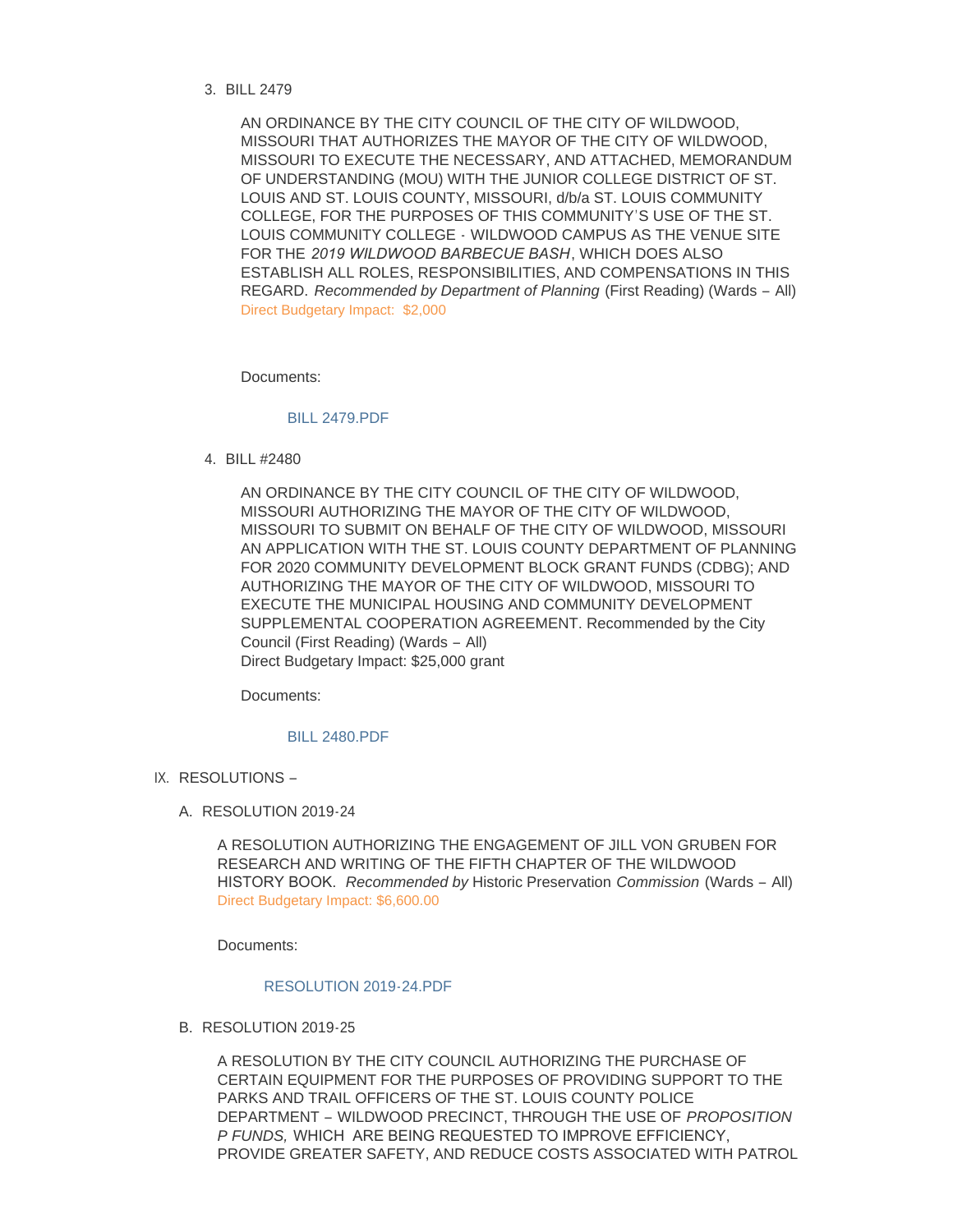3. BILL 2479

   AN ORDINANCE BY THE CITY COUNCIL OF THE CITY OF WILDWOOD, MISSOURI THAT AUTHORIZES THE MAYOR OF THE CITY OF WILDWOOD, MISSOURI TO EXECUTE THE NECESSARY, AND ATTACHED, MEMORANDUM OF UNDERSTANDING (MOU) WITH THE JUNIOR COLLEGE DISTRICT OF ST. LOUIS AND ST. LOUIS COUNTY, MISSOURI, d/b/a ST. LOUIS COMMUNITY COLLEGE, FOR THE PURPOSES OF THIS COMMUNITY'S USE OF THE ST. LOUIS COMMUNITY COLLEGE - WILDWOOD CAMPUS AS THE VENUE SITE FOR THE *2019 WILDWOOD BARBECUE BASH*, WHICH DOES ALSO ESTABLISH ALL ROLES, RESPONSIBILITIES, AND COMPENSATIONS IN THIS REGARD. *Recommended by Department of Planning* (First Reading) (Wards – All)
   Direct Budgetary Impact: $2,000

   Documents:

   BILL 2479.PDF

4. BILL #2480

   AN ORDINANCE BY THE CITY COUNCIL OF THE CITY OF WILDWOOD, MISSOURI AUTHORIZING THE MAYOR OF THE CITY OF WILDWOOD, MISSOURI TO SUBMIT ON BEHALF OF THE CITY OF WILDWOOD, MISSOURI AN APPLICATION WITH THE ST. LOUIS COUNTY DEPARTMENT OF PLANNING FOR 2020 COMMUNITY DEVELOPMENT BLOCK GRANT FUNDS (CDBG); AND AUTHORIZING THE MAYOR OF THE CITY OF WILDWOOD, MISSOURI TO EXECUTE THE MUNICIPAL HOUSING AND COMMUNITY DEVELOPMENT SUPPLEMENTAL COOPERATION AGREEMENT. Recommended by the City Council (First Reading) (Wards – All)
   Direct Budgetary Impact: $25,000 grant

   Documents:

   BILL 2480.PDF

## IX. RESOLUTIONS –

### A. RESOLUTION 2019-24

A RESOLUTION AUTHORIZING THE ENGAGEMENT OF JILL VON GRUBEN FOR RESEARCH AND WRITING OF THE FIFTH CHAPTER OF THE WILDWOOD HISTORY BOOK. *Recommended by* Historic Preservation *Commission* (Wards – All)
Direct Budgetary Impact: $6,600.00

Documents:

RESOLUTION 2019-24.PDF

### B. RESOLUTION 2019-25

A RESOLUTION BY THE CITY COUNCIL AUTHORIZING THE PURCHASE OF CERTAIN EQUIPMENT FOR THE PURPOSES OF PROVIDING SUPPORT TO THE PARKS AND TRAIL OFFICERS OF THE ST. LOUIS COUNTY POLICE DEPARTMENT – WILDWOOD PRECINCT, THROUGH THE USE OF *PROPOSITION P FUNDS,* WHICH ARE BEING REQUESTED TO IMPROVE EFFICIENCY, PROVIDE GREATER SAFETY, AND REDUCE COSTS ASSOCIATED WITH PATROL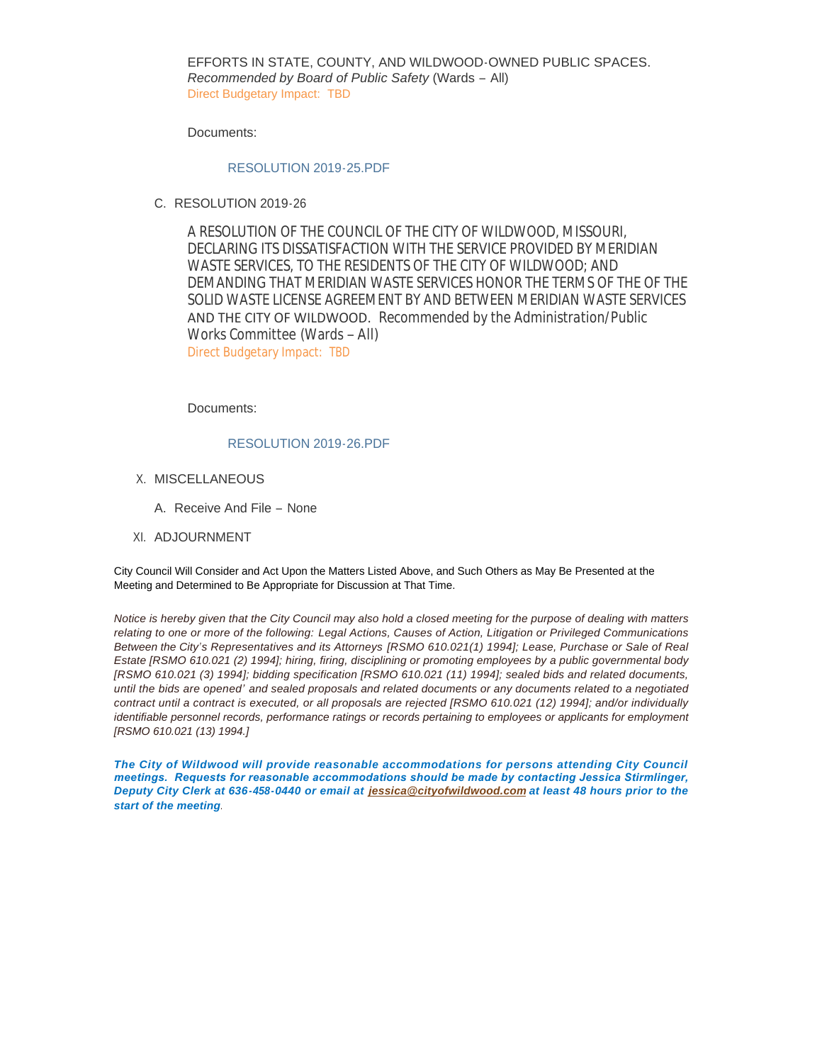EFFORTS IN STATE, COUNTY, AND WILDWOOD-OWNED PUBLIC SPACES. *Recommended by Board of Public Safety* (Wards – All)
Direct Budgetary Impact: TBD

Documents:

RESOLUTION 2019-25.PDF

C. RESOLUTION 2019-26

A RESOLUTION OF THE COUNCIL OF THE CITY OF WILDWOOD, MISSOURI, DECLARING ITS DISSATISFACTION WITH THE SERVICE PROVIDED BY MERIDIAN WASTE SERVICES, TO THE RESIDENTS OF THE CITY OF WILDWOOD; AND DEMANDING THAT MERIDIAN WASTE SERVICES HONOR THE TERMS OF THE OF THE SOLID WASTE LICENSE AGREEMENT BY AND BETWEEN MERIDIAN WASTE SERVICES AND THE CITY OF WILDWOOD. Recommended by the Administration/Public Works Committee (Wards – All)
Direct Budgetary Impact: TBD

Documents:

RESOLUTION 2019-26.PDF

X. MISCELLANEOUS

A. Receive And File – None

XI. ADJOURNMENT

City Council Will Consider and Act Upon the Matters Listed Above, and Such Others as May Be Presented at the Meeting and Determined to Be Appropriate for Discussion at That Time.

*Notice is hereby given that the City Council may also hold a closed meeting for the purpose of dealing with matters relating to one or more of the following: Legal Actions, Causes of Action, Litigation or Privileged Communications Between the City's Representatives and its Attorneys [RSMO 610.021(1) 1994]; Lease, Purchase or Sale of Real Estate [RSMO 610.021 (2) 1994]; hiring, firing, disciplining or promoting employees by a public governmental body [RSMO 610.021 (3) 1994]; bidding specification [RSMO 610.021 (11) 1994]; sealed bids and related documents, until the bids are opened' and sealed proposals and related documents or any documents related to a negotiated contract until a contract is executed, or all proposals are rejected [RSMO 610.021 (12) 1994]; and/or individually identifiable personnel records, performance ratings or records pertaining to employees or applicants for employment [RSMO 610.021 (13) 1994.]*

***The City of Wildwood will provide reasonable accommodations for persons attending City Council meetings. Requests for reasonable accommodations should be made by contacting Jessica Stirmlinger, Deputy City Clerk at 636-458-0440 or email at jessica@cityofwildwood.com at least 48 hours prior to the start of the meeting.***